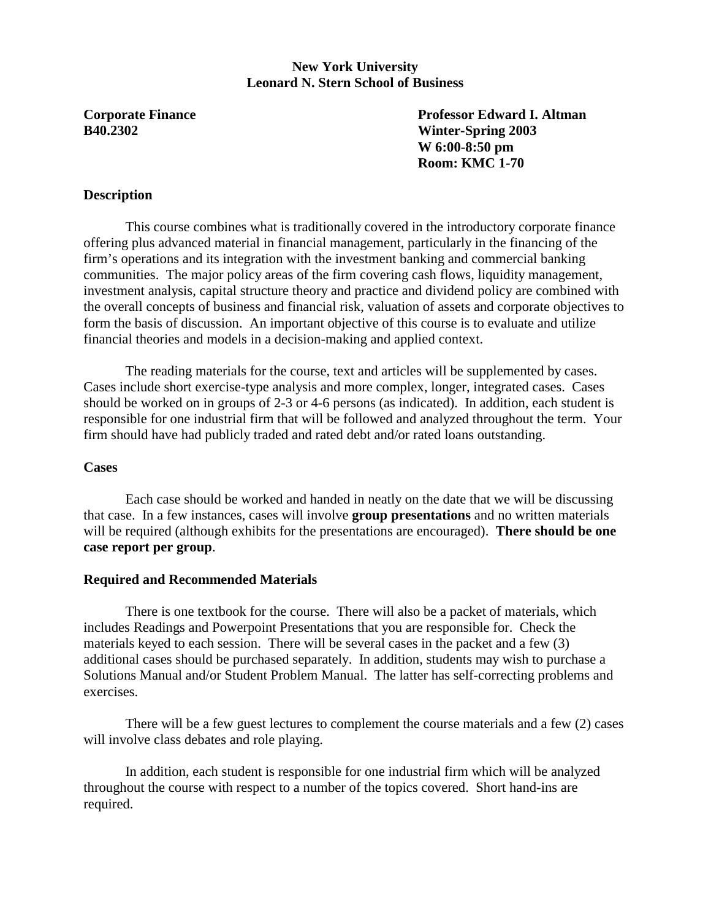**New York University**
**Leonard N. Stern School of Business**

**Corporate Finance**
**B40.2302**

**Professor Edward I. Altman**
**Winter-Spring 2003**
**W 6:00-8:50 pm**
**Room: KMC 1-70**

## Description

This course combines what is traditionally covered in the introductory corporate finance offering plus advanced material in financial management, particularly in the financing of the firm's operations and its integration with the investment banking and commercial banking communities. The major policy areas of the firm covering cash flows, liquidity management, investment analysis, capital structure theory and practice and dividend policy are combined with the overall concepts of business and financial risk, valuation of assets and corporate objectives to form the basis of discussion. An important objective of this course is to evaluate and utilize financial theories and models in a decision-making and applied context.

The reading materials for the course, text and articles will be supplemented by cases. Cases include short exercise-type analysis and more complex, longer, integrated cases. Cases should be worked on in groups of 2-3 or 4-6 persons (as indicated). In addition, each student is responsible for one industrial firm that will be followed and analyzed throughout the term. Your firm should have had publicly traded and rated debt and/or rated loans outstanding.

## Cases

Each case should be worked and handed in neatly on the date that we will be discussing that case. In a few instances, cases will involve **group presentations** and no written materials will be required (although exhibits for the presentations are encouraged). **There should be one case report per group**.

## Required and Recommended Materials

There is one textbook for the course. There will also be a packet of materials, which includes Readings and Powerpoint Presentations that you are responsible for. Check the materials keyed to each session. There will be several cases in the packet and a few (3) additional cases should be purchased separately. In addition, students may wish to purchase a Solutions Manual and/or Student Problem Manual. The latter has self-correcting problems and exercises.

There will be a few guest lectures to complement the course materials and a few (2) cases will involve class debates and role playing.

In addition, each student is responsible for one industrial firm which will be analyzed throughout the course with respect to a number of the topics covered. Short hand-ins are required.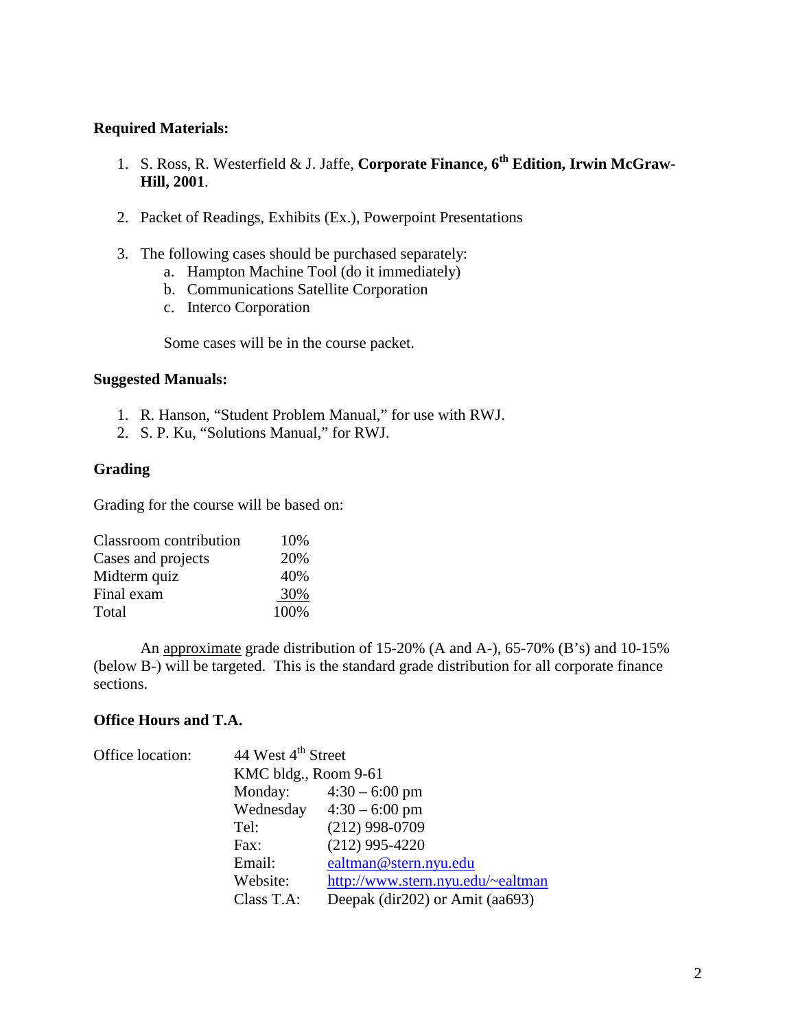**Required Materials:**

1. S. Ross, R. Westerfield & J. Jaffe, **Corporate Finance, 6th Edition, Irwin McGraw-Hill, 2001**.

2. Packet of Readings, Exhibits (Ex.), Powerpoint Presentations

3. The following cases should be purchased separately:
   a. Hampton Machine Tool (do it immediately)
   b. Communications Satellite Corporation
   c. Interco Corporation

   Some cases will be in the course packet.

**Suggested Manuals:**

1. R. Hanson, "Student Problem Manual," for use with RWJ.
2. S. P. Ku, "Solutions Manual," for RWJ.

**Grading**

Grading for the course will be based on:

| | |
|---|---|
| Classroom contribution | 10% |
| Cases and projects | 20% |
| Midterm quiz | 40% |
| Final exam | 30% |
| Total | 100% |

An approximate grade distribution of 15-20% (A and A-), 65-70% (B's) and 10-15% (below B-) will be targeted. This is the standard grade distribution for all corporate finance sections.

**Office Hours and T.A.**

| | | |
|---|---|---|
| Office location: | 44 West 4th Street | |
| | KMC bldg., Room 9-61 | |
| | Monday: | 4:30 – 6:00 pm |
| | Wednesday | 4:30 – 6:00 pm |
| | Tel: | (212) 998-0709 |
| | Fax: | (212) 995-4220 |
| | Email: | ealtman@stern.nyu.edu |
| | Website: | http://www.stern.nyu.edu/~ealtman |
| | Class T.A: | Deepak (dir202) or Amit (aa693) |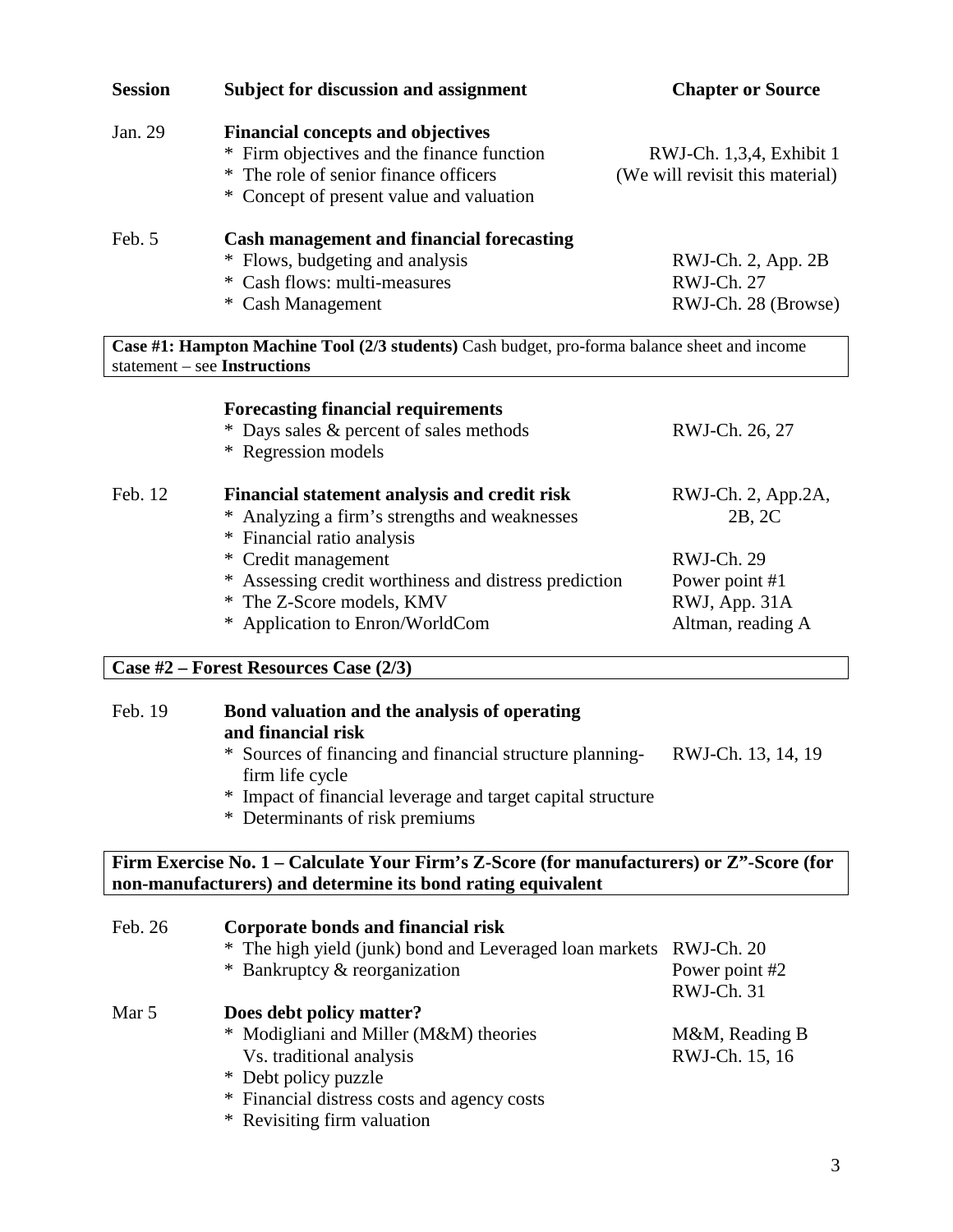| Session | Subject for discussion and assignment | Chapter or Source |
|---|---|---|
| Jan. 29 | **Financial concepts and objectives** | |
| | * Firm objectives and the finance function | RWJ-Ch. 1,3,4, Exhibit 1 |
| | * The role of senior finance officers | (We will revisit this material) |
| | * Concept of present value and valuation | |
| Feb. 5 | **Cash management and financial forecasting** | |
| | * Flows, budgeting and analysis | RWJ-Ch. 2, App. 2B |
| | * Cash flows: multi-measures | RWJ-Ch. 27 |
| | * Cash Management | RWJ-Ch. 28 (Browse) |

**Case #1: Hampton Machine Tool (2/3 students)** Cash budget, pro-forma balance sheet and income statement – see **Instructions**

| Session | Subject for discussion and assignment | Chapter or Source |
|---|---|---|
| | **Forecasting financial requirements** | |
| | * Days sales & percent of sales methods | RWJ-Ch. 26, 27 |
| | * Regression models | |
| Feb. 12 | **Financial statement analysis and credit risk** | RWJ-Ch. 2, App.2A, 2B, 2C |
| | * Analyzing a firm's strengths and weaknesses | |
| | * Financial ratio analysis | |
| | * Credit management | RWJ-Ch. 29 |
| | * Assessing credit worthiness and distress prediction | Power point #1 |
| | * The Z-Score models, KMV | RWJ, App. 31A |
| | * Application to Enron/WorldCom | Altman, reading A |

**Case #2 – Forest Resources Case (2/3)**

| Session | Subject for discussion and assignment | Chapter or Source |
|---|---|---|
| Feb. 19 | **Bond valuation and the analysis of operating and financial risk** | |
| | * Sources of financing and financial structure planning-firm life cycle | RWJ-Ch. 13, 14, 19 |
| | * Impact of financial leverage and target capital structure | |
| | * Determinants of risk premiums | |

**Firm Exercise No. 1 – Calculate Your Firm's Z-Score (for manufacturers) or Z"-Score (for non-manufacturers) and determine its bond rating equivalent**

| Session | Subject for discussion and assignment | Chapter or Source |
|---|---|---|
| Feb. 26 | **Corporate bonds and financial risk** | |
| | * The high yield (junk) bond and Leveraged loan markets | RWJ-Ch. 20 |
| | * Bankruptcy & reorganization | Power point #2 |
| | | RWJ-Ch. 31 |
| Mar 5 | **Does debt policy matter?** | |
| | * Modigliani and Miller (M&M) theories Vs. traditional analysis | M&M, Reading B |
| | | RWJ-Ch. 15, 16 |
| | * Debt policy puzzle | |
| | * Financial distress costs and agency costs | |
| | * Revisiting firm valuation | |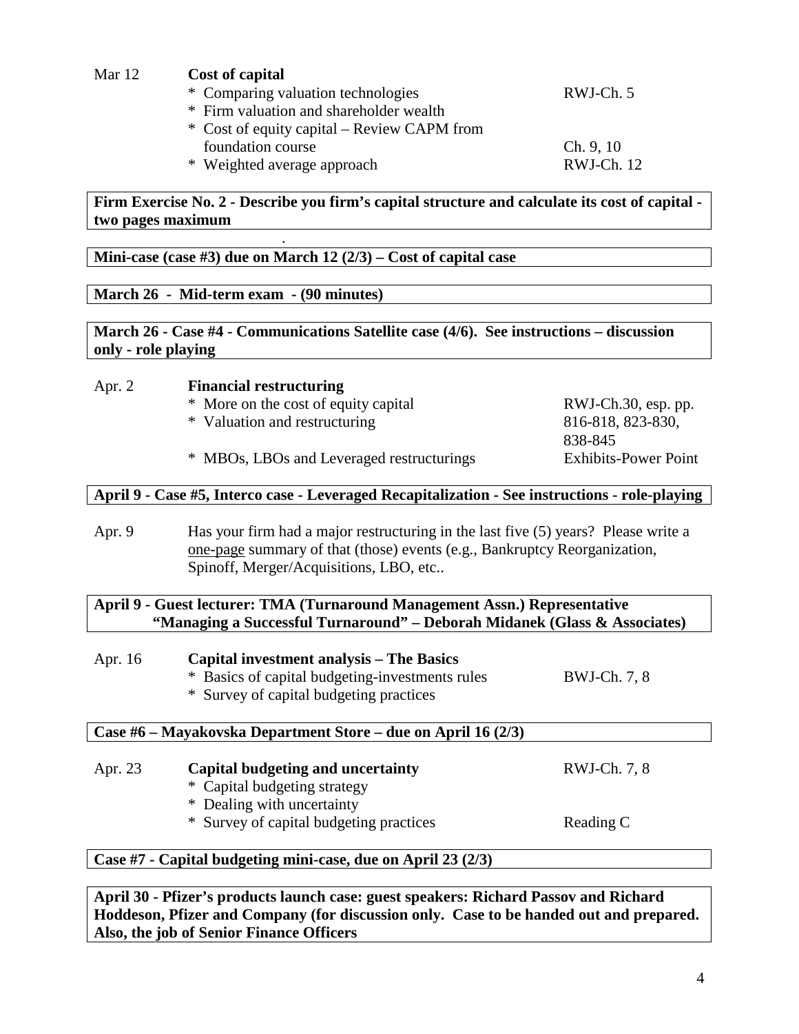| | | |
|---|---|---|
| Mar 12 | **Cost of capital** | |
| | * Comparing valuation technologies | RWJ-Ch. 5 |
| | * Firm valuation and shareholder wealth | |
| | * Cost of equity capital – Review CAPM from foundation course | Ch. 9, 10 |
| | * Weighted average approach | RWJ-Ch. 12 |

**Firm Exercise No. 2 - Describe you firm's capital structure and calculate its cost of capital - two pages maximum**

**Mini-case (case #3) due on March 12 (2/3) – Cost of capital case**

**March 26 - Mid-term exam - (90 minutes)**

**March 26 - Case #4 - Communications Satellite case (4/6). See instructions – discussion only - role playing**

| | | |
|---|---|---|
| Apr. 2 | **Financial restructuring** | |
| | * More on the cost of equity capital | RWJ-Ch.30, esp. pp. 816-818, 823-830, 838-845 |
| | * Valuation and restructuring | |
| | * MBOs, LBOs and Leveraged restructurings | Exhibits-Power Point |

**April 9 - Case #5, Interco case - Leveraged Recapitalization - See instructions - role-playing**

Apr. 9 Has your firm had a major restructuring in the last five (5) years? Please write a one-page summary of that (those) events (e.g., Bankruptcy Reorganization, Spinoff, Merger/Acquisitions, LBO, etc..

**April 9 - Guest lecturer: TMA (Turnaround Management Assn.) Representative "Managing a Successful Turnaround" – Deborah Midanek (Glass & Associates)**

| | | |
|---|---|---|
| Apr. 16 | **Capital investment analysis – The Basics** | |
| | * Basics of capital budgeting-investments rules | BWJ-Ch. 7, 8 |
| | * Survey of capital budgeting practices | |

**Case #6 – Mayakovska Department Store – due on April 16 (2/3)**

| | | |
|---|---|---|
| Apr. 23 | **Capital budgeting and uncertainty** | RWJ-Ch. 7, 8 |
| | * Capital budgeting strategy | |
| | * Dealing with uncertainty | |
| | * Survey of capital budgeting practices | Reading C |

**Case #7 - Capital budgeting mini-case, due on April 23 (2/3)**

**April 30 - Pfizer's products launch case: guest speakers: Richard Passov and Richard Hoddeson, Pfizer and Company (for discussion only. Case to be handed out and prepared. Also, the job of Senior Finance Officers**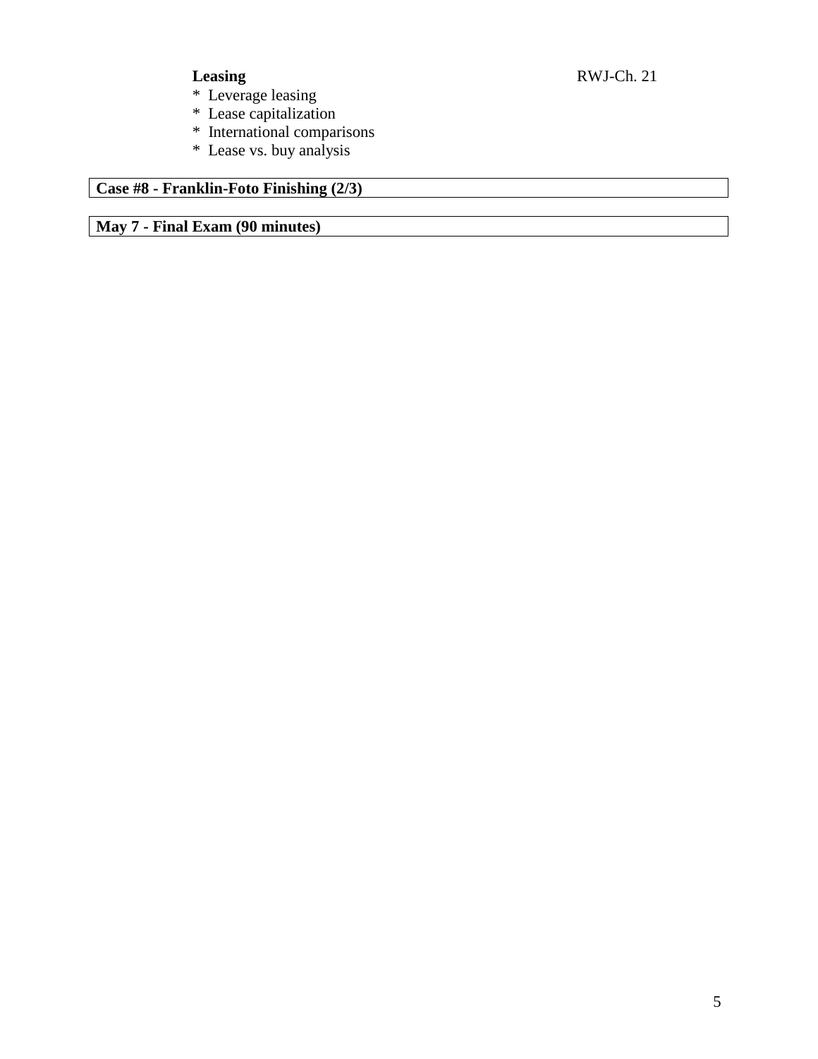**Leasing** RWJ-Ch. 21

* Leverage leasing
* Lease capitalization
* International comparisons
* Lease vs. buy analysis

**Case #8 - Franklin-Foto Finishing (2/3)**

**May 7 - Final Exam (90 minutes)**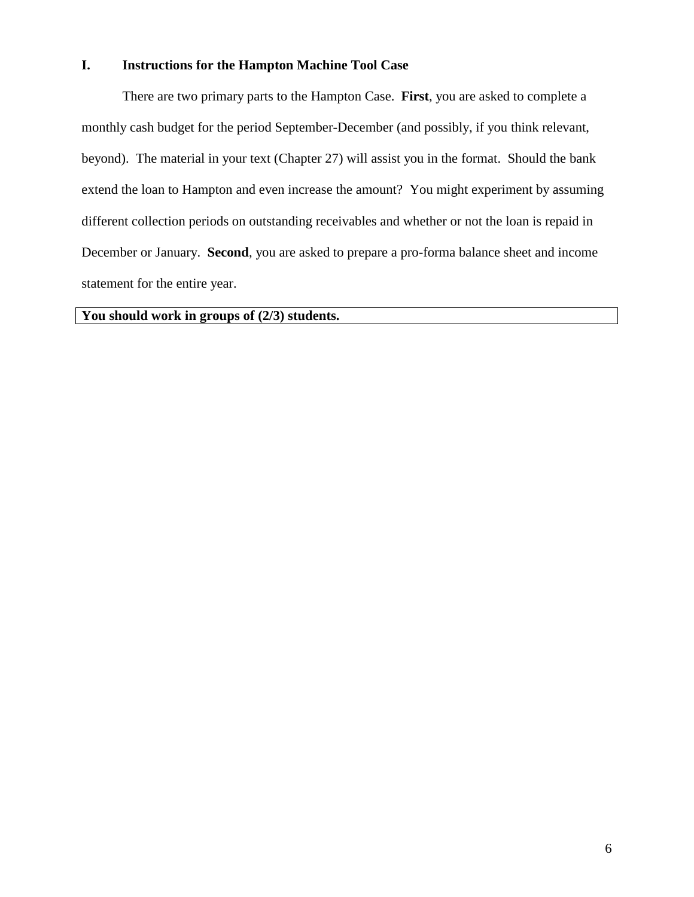## I. Instructions for the Hampton Machine Tool Case

There are two primary parts to the Hampton Case. **First**, you are asked to complete a monthly cash budget for the period September-December (and possibly, if you think relevant, beyond). The material in your text (Chapter 27) will assist you in the format. Should the bank extend the loan to Hampton and even increase the amount? You might experiment by assuming different collection periods on outstanding receivables and whether or not the loan is repaid in December or January. **Second**, you are asked to prepare a pro-forma balance sheet and income statement for the entire year.

**You should work in groups of (2/3) students.**